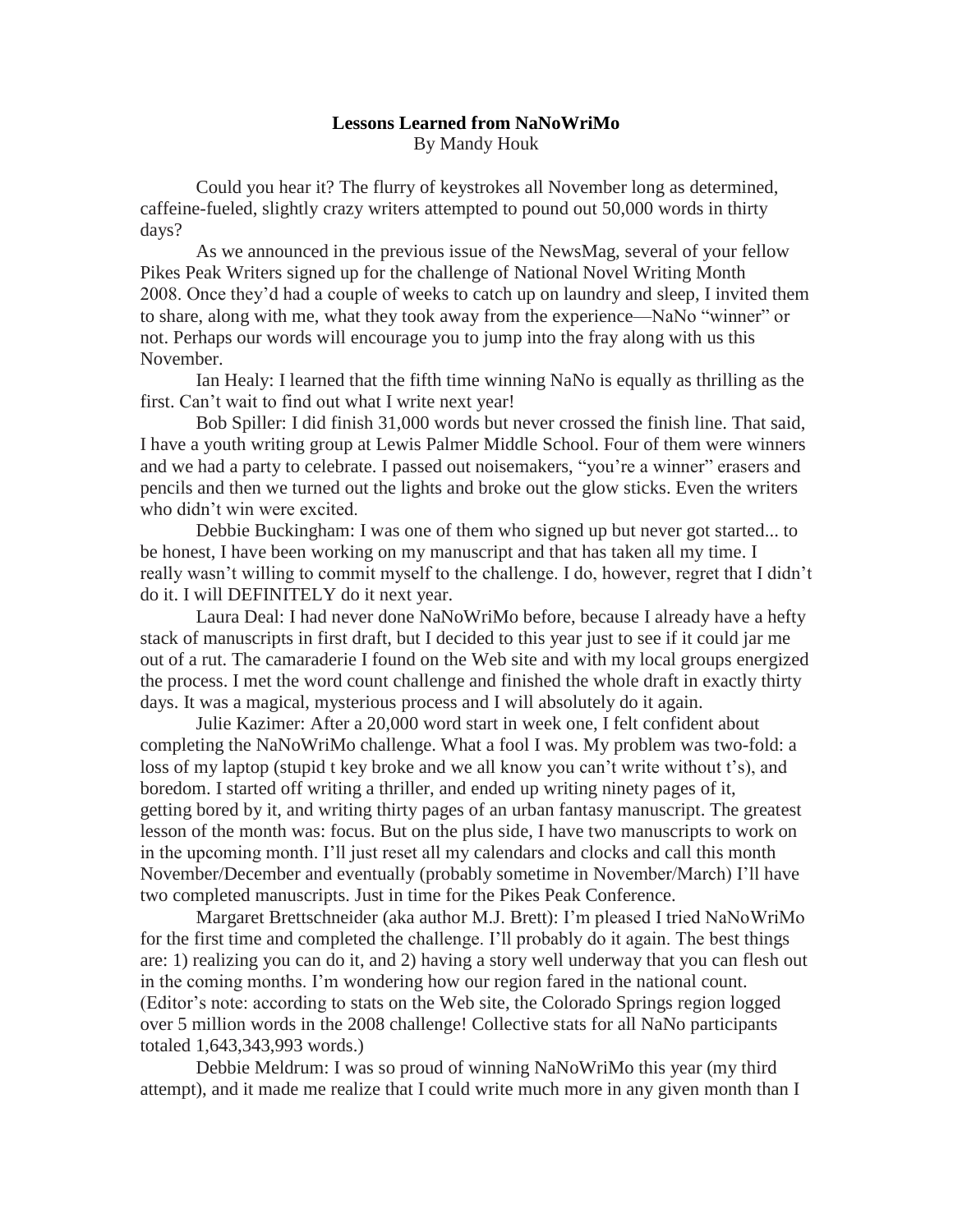**Lessons Learned from NaNoWriMo**

By Mandy Houk

Could you hear it? The flurry of keystrokes all November long as determined, caffeine-fueled, slightly crazy writers attempted to pound out 50,000 words in thirty days?

As we announced in the previous issue of the NewsMag, several of your fellow Pikes Peak Writers signed up for the challenge of National Novel Writing Month 2008. Once they'd had a couple of weeks to catch up on laundry and sleep, I invited them to share, along with me, what they took away from the experience—NaNo "winner" or not. Perhaps our words will encourage you to jump into the fray along with us this November.

Ian Healy: I learned that the fifth time winning NaNo is equally as thrilling as the first. Can't wait to find out what I write next year!

Bob Spiller: I did finish 31,000 words but never crossed the finish line. That said, I have a youth writing group at Lewis Palmer Middle School. Four of them were winners and we had a party to celebrate. I passed out noisemakers, "you're a winner" erasers and pencils and then we turned out the lights and broke out the glow sticks. Even the writers who didn't win were excited.

Debbie Buckingham: I was one of them who signed up but never got started... to be honest, I have been working on my manuscript and that has taken all my time. I really wasn't willing to commit myself to the challenge. I do, however, regret that I didn't do it. I will DEFINITELY do it next year.

Laura Deal: I had never done NaNoWriMo before, because I already have a hefty stack of manuscripts in first draft, but I decided to this year just to see if it could jar me out of a rut. The camaraderie I found on the Web site and with my local groups energized the process. I met the word count challenge and finished the whole draft in exactly thirty days. It was a magical, mysterious process and I will absolutely do it again.

Julie Kazimer: After a 20,000 word start in week one, I felt confident about completing the NaNoWriMo challenge. What a fool I was. My problem was two-fold: a loss of my laptop (stupid t key broke and we all know you can't write without t's), and boredom. I started off writing a thriller, and ended up writing ninety pages of it, getting bored by it, and writing thirty pages of an urban fantasy manuscript. The greatest lesson of the month was: focus. But on the plus side, I have two manuscripts to work on in the upcoming month. I'll just reset all my calendars and clocks and call this month November/December and eventually (probably sometime in November/March) I'll have two completed manuscripts. Just in time for the Pikes Peak Conference.

Margaret Brettschneider (aka author M.J. Brett): I'm pleased I tried NaNoWriMo for the first time and completed the challenge. I'll probably do it again. The best things are: 1) realizing you can do it, and 2) having a story well underway that you can flesh out in the coming months. I'm wondering how our region fared in the national count. (Editor's note: according to stats on the Web site, the Colorado Springs region logged over 5 million words in the 2008 challenge! Collective stats for all NaNo participants totaled 1,643,343,993 words.)

Debbie Meldrum: I was so proud of winning NaNoWriMo this year (my third attempt), and it made me realize that I could write much more in any given month than I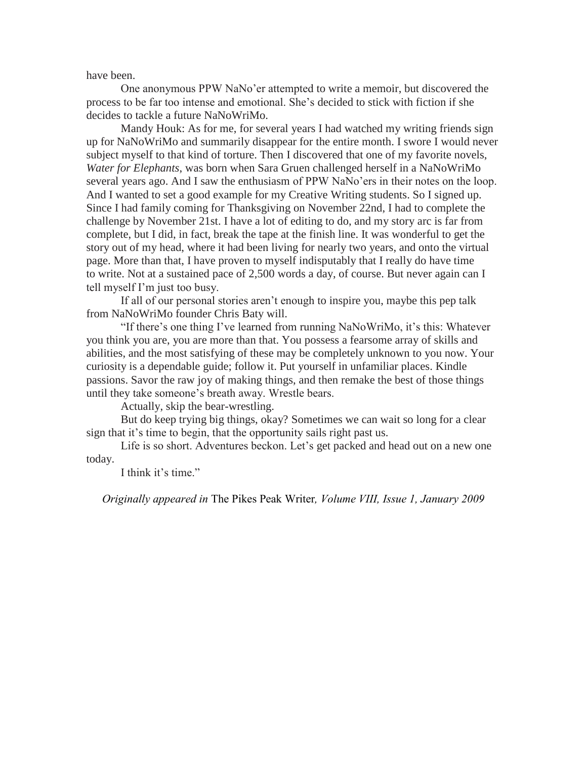have been.

One anonymous PPW NaNo'er attempted to write a memoir, but discovered the process to be far too intense and emotional. She's decided to stick with fiction if she decides to tackle a future NaNoWriMo.

Mandy Houk: As for me, for several years I had watched my writing friends sign up for NaNoWriMo and summarily disappear for the entire month. I swore I would never subject myself to that kind of torture. Then I discovered that one of my favorite novels, *Water for Elephants*, was born when Sara Gruen challenged herself in a NaNoWriMo several years ago. And I saw the enthusiasm of PPW NaNo'ers in their notes on the loop. And I wanted to set a good example for my Creative Writing students. So I signed up. Since I had family coming for Thanksgiving on November 22nd, I had to complete the challenge by November 21st. I have a lot of editing to do, and my story arc is far from complete, but I did, in fact, break the tape at the finish line. It was wonderful to get the story out of my head, where it had been living for nearly two years, and onto the virtual page. More than that, I have proven to myself indisputably that I really do have time to write. Not at a sustained pace of 2,500 words a day, of course. But never again can I tell myself I'm just too busy.

If all of our personal stories aren't enough to inspire you, maybe this pep talk from NaNoWriMo founder Chris Baty will.

"If there's one thing I've learned from running NaNoWriMo, it's this: Whatever you think you are, you are more than that. You possess a fearsome array of skills and abilities, and the most satisfying of these may be completely unknown to you now. Your curiosity is a dependable guide; follow it. Put yourself in unfamiliar places. Kindle passions. Savor the raw joy of making things, and then remake the best of those things until they take someone's breath away. Wrestle bears.

Actually, skip the bear-wrestling.

But do keep trying big things, okay? Sometimes we can wait so long for a clear sign that it's time to begin, that the opportunity sails right past us.

Life is so short. Adventures beckon. Let's get packed and head out on a new one today.

I think it's time."

*Originally appeared in* The Pikes Peak Writer*, Volume VIII, Issue 1, January 2009*